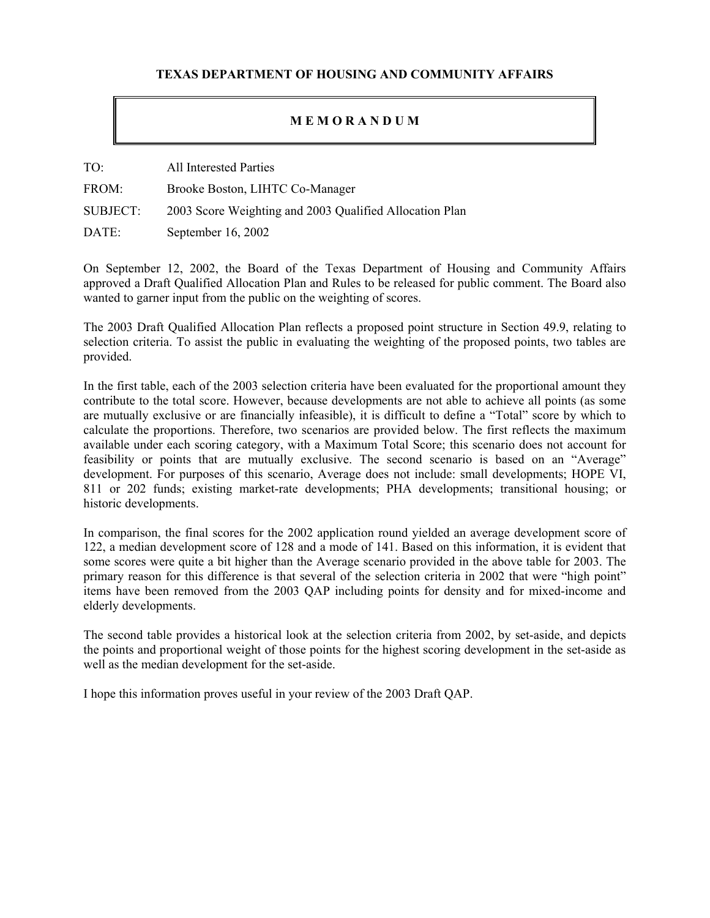**TEXAS DEPARTMENT OF HOUSING AND COMMUNITY AFFAIRS**

## M E M O R A N D U M

TO: All Interested Parties

FROM: Brooke Boston, LIHTC Co-Manager

SUBJECT: 2003 Score Weighting and 2003 Qualified Allocation Plan

DATE: September 16, 2002

On September 12, 2002, the Board of the Texas Department of Housing and Community Affairs approved a Draft Qualified Allocation Plan and Rules to be released for public comment. The Board also wanted to garner input from the public on the weighting of scores.

The 2003 Draft Qualified Allocation Plan reflects a proposed point structure in Section 49.9, relating to selection criteria. To assist the public in evaluating the weighting of the proposed points, two tables are provided.

In the first table, each of the 2003 selection criteria have been evaluated for the proportional amount they contribute to the total score. However, because developments are not able to achieve all points (as some are mutually exclusive or are financially infeasible), it is difficult to define a "Total" score by which to calculate the proportions. Therefore, two scenarios are provided below. The first reflects the maximum available under each scoring category, with a Maximum Total Score; this scenario does not account for feasibility or points that are mutually exclusive. The second scenario is based on an "Average" development. For purposes of this scenario, Average does not include: small developments; HOPE VI, 811 or 202 funds; existing market-rate developments; PHA developments; transitional housing; or historic developments.

In comparison, the final scores for the 2002 application round yielded an average development score of 122, a median development score of 128 and a mode of 141. Based on this information, it is evident that some scores were quite a bit higher than the Average scenario provided in the above table for 2003. The primary reason for this difference is that several of the selection criteria in 2002 that were "high point" items have been removed from the 2003 QAP including points for density and for mixed-income and elderly developments.

The second table provides a historical look at the selection criteria from 2002, by set-aside, and depicts the points and proportional weight of those points for the highest scoring development in the set-aside as well as the median development for the set-aside.

I hope this information proves useful in your review of the 2003 Draft QAP.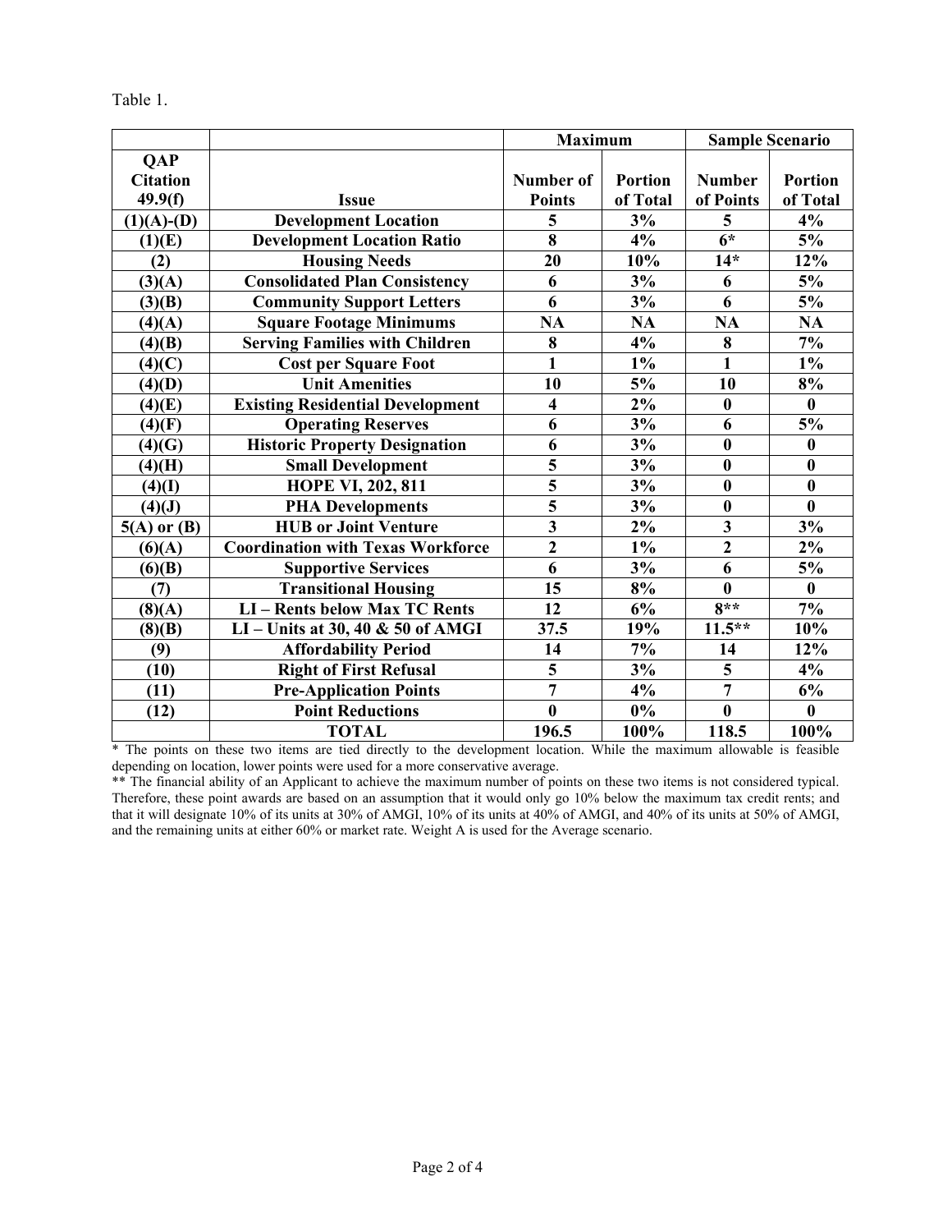Table 1.

| | | Maximum | | Sample Scenario | |
|---|---|---|---|---|---|
| QAP Citation 49.9(f) | Issue | Number of Points | Portion of Total | Number of Points | Portion of Total |
| (1)(A)-(D) | Development Location | 5 | 3% | 5 | 4% |
| (1)(E) | Development Location Ratio | 8 | 4% | 6* | 5% |
| (2) | Housing Needs | 20 | 10% | 14* | 12% |
| (3)(A) | Consolidated Plan Consistency | 6 | 3% | 6 | 5% |
| (3)(B) | Community Support Letters | 6 | 3% | 6 | 5% |
| (4)(A) | Square Footage Minimums | NA | NA | NA | NA |
| (4)(B) | Serving Families with Children | 8 | 4% | 8 | 7% |
| (4)(C) | Cost per Square Foot | 1 | 1% | 1 | 1% |
| (4)(D) | Unit Amenities | 10 | 5% | 10 | 8% |
| (4)(E) | Existing Residential Development | 4 | 2% | 0 | 0 |
| (4)(F) | Operating Reserves | 6 | 3% | 6 | 5% |
| (4)(G) | Historic Property Designation | 6 | 3% | 0 | 0 |
| (4)(H) | Small Development | 5 | 3% | 0 | 0 |
| (4)(I) | HOPE VI, 202, 811 | 5 | 3% | 0 | 0 |
| (4)(J) | PHA Developments | 5 | 3% | 0 | 0 |
| 5(A) or (B) | HUB or Joint Venture | 3 | 2% | 3 | 3% |
| (6)(A) | Coordination with Texas Workforce | 2 | 1% | 2 | 2% |
| (6)(B) | Supportive Services | 6 | 3% | 6 | 5% |
| (7) | Transitional Housing | 15 | 8% | 0 | 0 |
| (8)(A) | LI – Rents below Max TC Rents | 12 | 6% | 8** | 7% |
| (8)(B) | LI – Units at 30, 40 & 50 of AMGI | 37.5 | 19% | 11.5** | 10% |
| (9) | Affordability Period | 14 | 7% | 14 | 12% |
| (10) | Right of First Refusal | 5 | 3% | 5 | 4% |
| (11) | Pre-Application Points | 7 | 4% | 7 | 6% |
| (12) | Point Reductions | 0 | 0% | 0 | 0 |
| | TOTAL | 196.5 | 100% | 118.5 | 100% |

\* The points on these two items are tied directly to the development location. While the maximum allowable is feasible depending on location, lower points were used for a more conservative average.

\*\* The financial ability of an Applicant to achieve the maximum number of points on these two items is not considered typical. Therefore, these point awards are based on an assumption that it would only go 10% below the maximum tax credit rents; and that it will designate 10% of its units at 30% of AMGI, 10% of its units at 40% of AMGI, and 40% of its units at 50% of AMGI, and the remaining units at either 60% or market rate. Weight A is used for the Average scenario.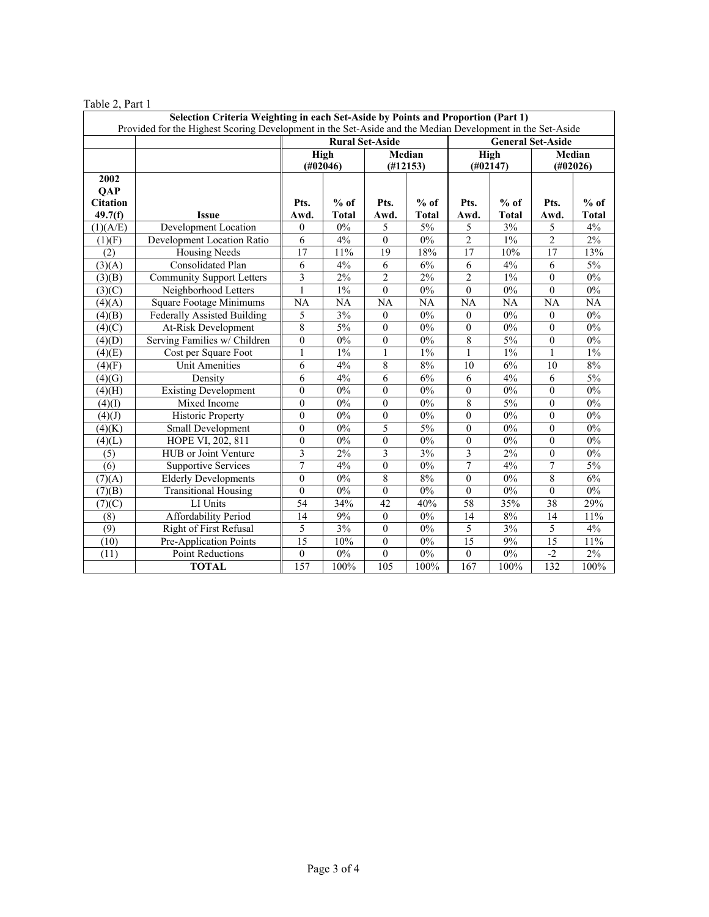Table 2, Part 1

| Selection Criteria Weighting in each Set-Aside by Points and Proportion (Part 1) Provided for the Highest Scoring Development in the Set-Aside and the Median Development in the Set-Aside | | | | | | | | | |
|---|---|---|---|---|---|---|---|---|---|
| | | **Rural Set-Aside** | | | | **General Set-Aside** | | | |
| | | **High (#02046)** | | **Median (#12153)** | | **High (#02147)** | | **Median (#02026)** | |
| **2002 QAP Citation 49.7(f)** | **Issue** | **Pts. Awd.** | **% of Total** | **Pts. Awd.** | **% of Total** | **Pts. Awd.** | **% of Total** | **Pts. Awd.** | **% of Total** |
| (1)(A/E) | Development Location | 0 | 0% | 5 | 5% | 5 | 3% | 5 | 4% |
| (1)(F) | Development Location Ratio | 6 | 4% | 0 | 0% | 2 | 1% | 2 | 2% |
| (2) | Housing Needs | 17 | 11% | 19 | 18% | 17 | 10% | 17 | 13% |
| (3)(A) | Consolidated Plan | 6 | 4% | 6 | 6% | 6 | 4% | 6 | 5% |
| (3)(B) | Community Support Letters | 3 | 2% | 2 | 2% | 2 | 1% | 0 | 0% |
| (3)(C) | Neighborhood Letters | 1 | 1% | 0 | 0% | 0 | 0% | 0 | 0% |
| (4)(A) | Square Footage Minimums | NA | NA | NA | NA | NA | NA | NA | NA |
| (4)(B) | Federally Assisted Building | 5 | 3% | 0 | 0% | 0 | 0% | 0 | 0% |
| (4)(C) | At-Risk Development | 8 | 5% | 0 | 0% | 0 | 0% | 0 | 0% |
| (4)(D) | Serving Families w/ Children | 0 | 0% | 0 | 0% | 8 | 5% | 0 | 0% |
| (4)(E) | Cost per Square Foot | 1 | 1% | 1 | 1% | 1 | 1% | 1 | 1% |
| (4)(F) | Unit Amenities | 6 | 4% | 8 | 8% | 10 | 6% | 10 | 8% |
| (4)(G) | Density | 6 | 4% | 6 | 6% | 6 | 4% | 6 | 5% |
| (4)(H) | Existing Development | 0 | 0% | 0 | 0% | 0 | 0% | 0 | 0% |
| (4)(I) | Mixed Income | 0 | 0% | 0 | 0% | 8 | 5% | 0 | 0% |
| (4)(J) | Historic Property | 0 | 0% | 0 | 0% | 0 | 0% | 0 | 0% |
| (4)(K) | Small Development | 0 | 0% | 5 | 5% | 0 | 0% | 0 | 0% |
| (4)(L) | HOPE VI, 202, 811 | 0 | 0% | 0 | 0% | 0 | 0% | 0 | 0% |
| (5) | HUB or Joint Venture | 3 | 2% | 3 | 3% | 3 | 2% | 0 | 0% |
| (6) | Supportive Services | 7 | 4% | 0 | 0% | 7 | 4% | 7 | 5% |
| (7)(A) | Elderly Developments | 0 | 0% | 8 | 8% | 0 | 0% | 8 | 6% |
| (7)(B) | Transitional Housing | 0 | 0% | 0 | 0% | 0 | 0% | 0 | 0% |
| (7)(C) | LI Units | 54 | 34% | 42 | 40% | 58 | 35% | 38 | 29% |
| (8) | Affordability Period | 14 | 9% | 0 | 0% | 14 | 8% | 14 | 11% |
| (9) | Right of First Refusal | 5 | 3% | 0 | 0% | 5 | 3% | 5 | 4% |
| (10) | Pre-Application Points | 15 | 10% | 0 | 0% | 15 | 9% | 15 | 11% |
| (11) | Point Reductions | 0 | 0% | 0 | 0% | 0 | 0% | -2 | 2% |
| | **TOTAL** | 157 | 100% | 105 | 100% | 167 | 100% | 132 | 100% |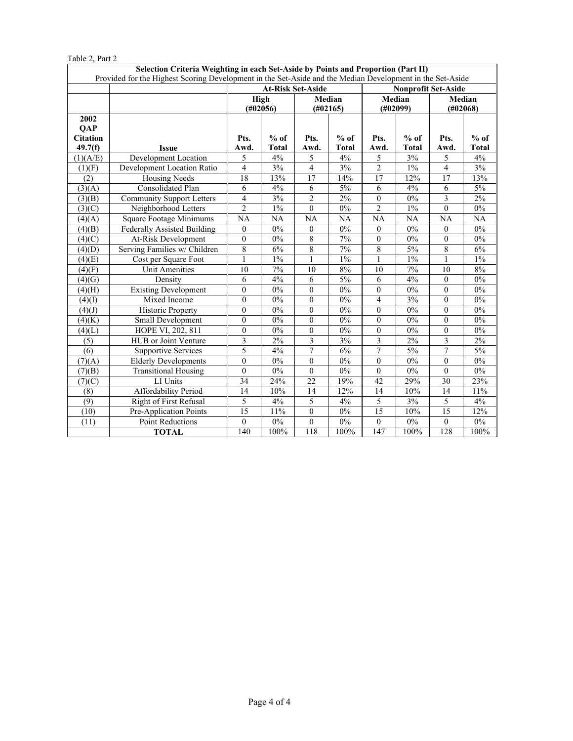Table 2, Part 2

| Selection Criteria Weighting in each Set-Aside by Points and Proportion (Part II) Provided for the Highest Scoring Development in the Set-Aside and the Median Development in the Set-Aside | | | | | | | | | |
|---|---|---|---|---|---|---|---|---|---|
| | | At-Risk Set-Aside | | | | Nonprofit Set-Aside | | | |
| | | High (#02056) | | Median (#02165) | | Median (#02099) | | Median (#02068) | |
| 2002 QAP Citation 49.7(f) | Issue | Pts. Awd. | % of Total | Pts. Awd. | % of Total | Pts. Awd. | % of Total | Pts. Awd. | % of Total |
| (1)(A/E) | Development Location | 5 | 4% | 5 | 4% | 5 | 3% | 5 | 4% |
| (1)(F) | Development Location Ratio | 4 | 3% | 4 | 3% | 2 | 1% | 4 | 3% |
| (2) | Housing Needs | 18 | 13% | 17 | 14% | 17 | 12% | 17 | 13% |
| (3)(A) | Consolidated Plan | 6 | 4% | 6 | 5% | 6 | 4% | 6 | 5% |
| (3)(B) | Community Support Letters | 4 | 3% | 2 | 2% | 0 | 0% | 3 | 2% |
| (3)(C) | Neighborhood Letters | 2 | 1% | 0 | 0% | 2 | 1% | 0 | 0% |
| (4)(A) | Square Footage Minimums | NA | NA | NA | NA | NA | NA | NA | NA |
| (4)(B) | Federally Assisted Building | 0 | 0% | 0 | 0% | 0 | 0% | 0 | 0% |
| (4)(C) | At-Risk Development | 0 | 0% | 8 | 7% | 0 | 0% | 0 | 0% |
| (4)(D) | Serving Families w/ Children | 8 | 6% | 8 | 7% | 8 | 5% | 8 | 6% |
| (4)(E) | Cost per Square Foot | 1 | 1% | 1 | 1% | 1 | 1% | 1 | 1% |
| (4)(F) | Unit Amenities | 10 | 7% | 10 | 8% | 10 | 7% | 10 | 8% |
| (4)(G) | Density | 6 | 4% | 6 | 5% | 6 | 4% | 0 | 0% |
| (4)(H) | Existing Development | 0 | 0% | 0 | 0% | 0 | 0% | 0 | 0% |
| (4)(I) | Mixed Income | 0 | 0% | 0 | 0% | 4 | 3% | 0 | 0% |
| (4)(J) | Historic Property | 0 | 0% | 0 | 0% | 0 | 0% | 0 | 0% |
| (4)(K) | Small Development | 0 | 0% | 0 | 0% | 0 | 0% | 0 | 0% |
| (4)(L) | HOPE VI, 202, 811 | 0 | 0% | 0 | 0% | 0 | 0% | 0 | 0% |
| (5) | HUB or Joint Venture | 3 | 2% | 3 | 3% | 3 | 2% | 3 | 2% |
| (6) | Supportive Services | 5 | 4% | 7 | 6% | 7 | 5% | 7 | 5% |
| (7)(A) | Elderly Developments | 0 | 0% | 0 | 0% | 0 | 0% | 0 | 0% |
| (7)(B) | Transitional Housing | 0 | 0% | 0 | 0% | 0 | 0% | 0 | 0% |
| (7)(C) | LI Units | 34 | 24% | 22 | 19% | 42 | 29% | 30 | 23% |
| (8) | Affordability Period | 14 | 10% | 14 | 12% | 14 | 10% | 14 | 11% |
| (9) | Right of First Refusal | 5 | 4% | 5 | 4% | 5 | 3% | 5 | 4% |
| (10) | Pre-Application Points | 15 | 11% | 0 | 0% | 15 | 10% | 15 | 12% |
| (11) | Point Reductions | 0 | 0% | 0 | 0% | 0 | 0% | 0 | 0% |
| | **TOTAL** | 140 | 100% | 118 | 100% | 147 | 100% | 128 | 100% |